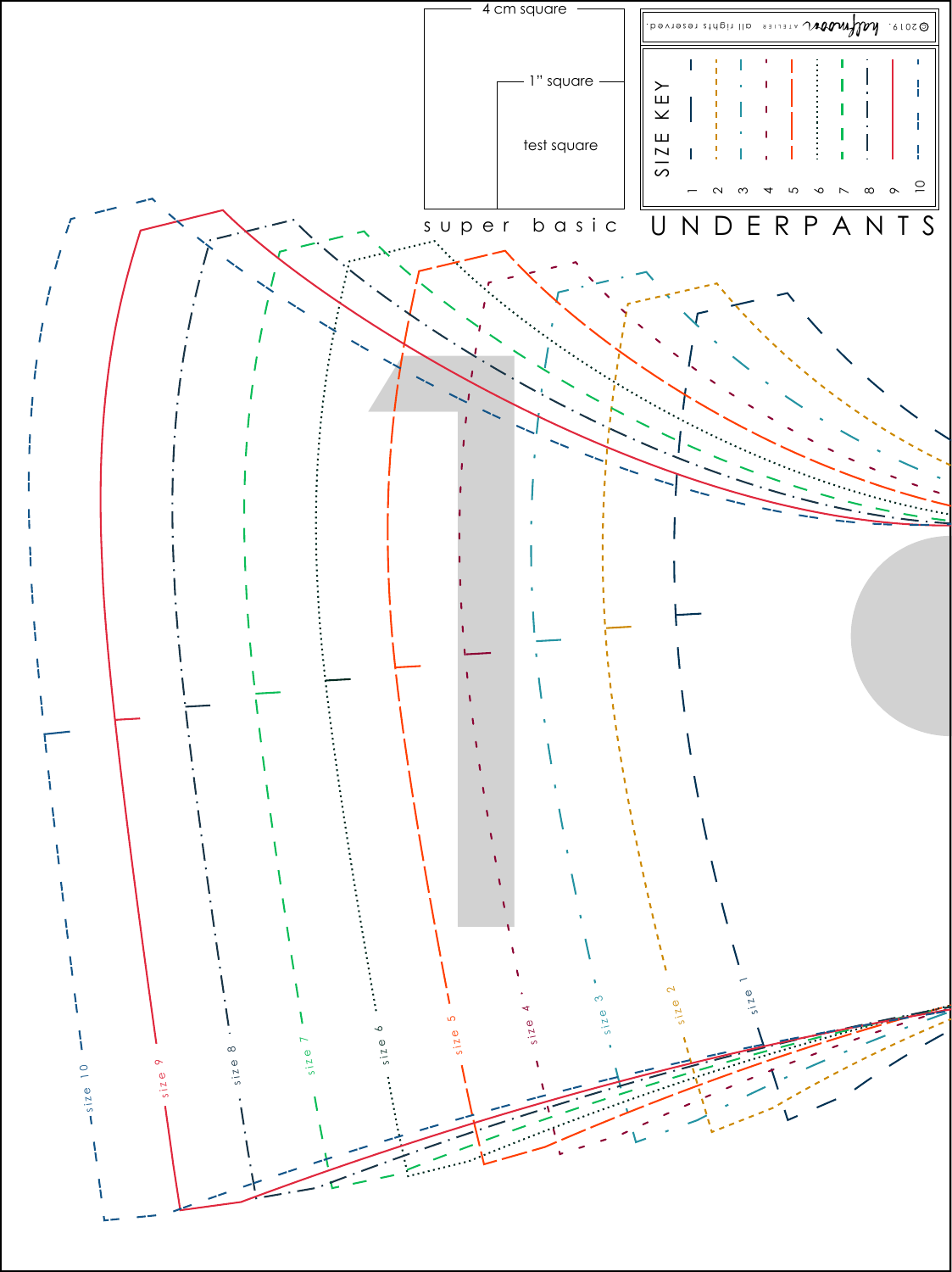4 cm square

1" square

test square

super basic

© 2019. halfmoon ATELIER all rights reserved.

SIZE KEY

1 2 3 4 5 6 7 8 9 10

# UNDERPANTS

size 10

size 9

size 8

size 7

size 6

size 5

size 4

size 3

size 2

size 1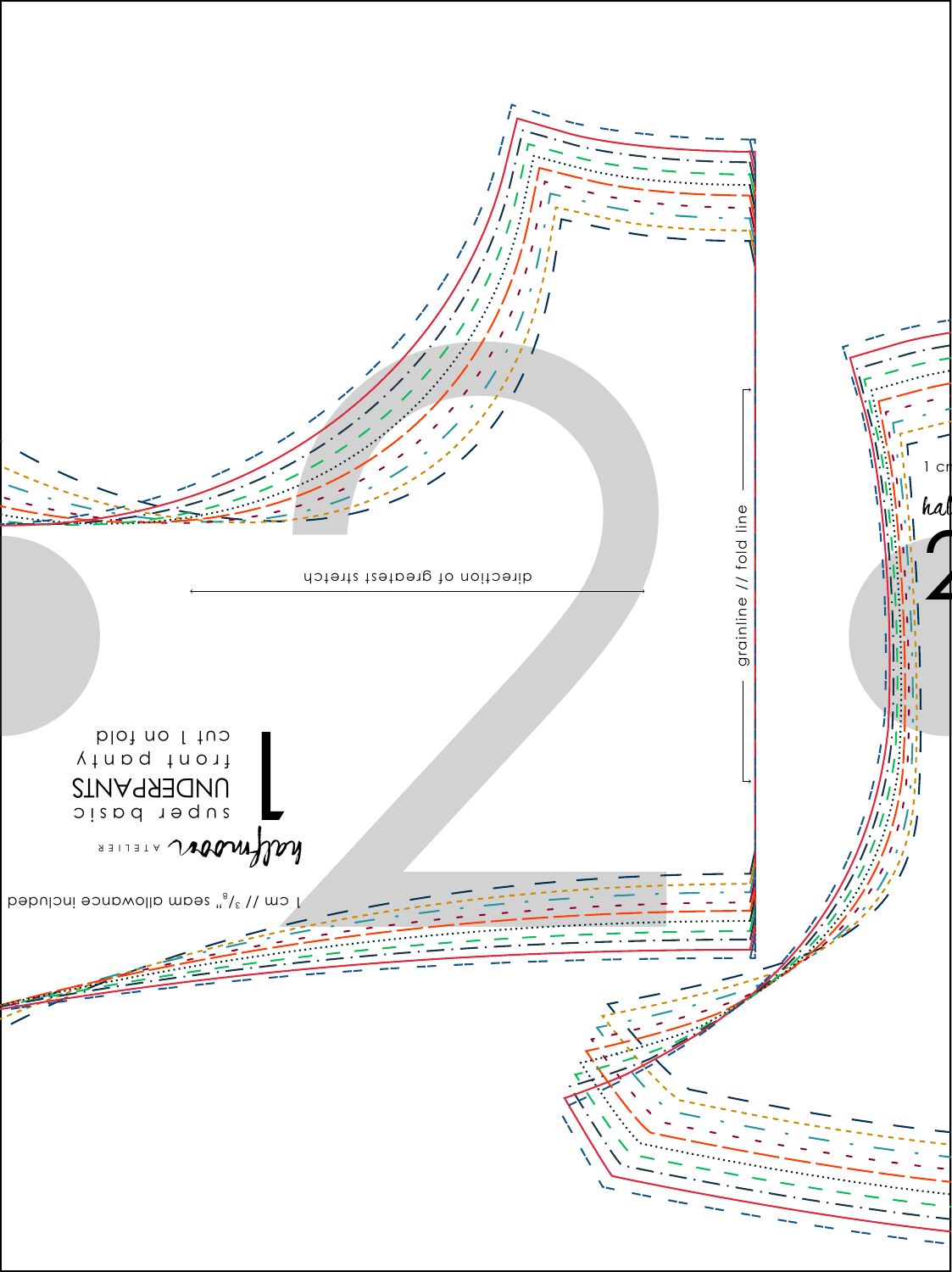half moon ATELIER

1

super basic
UNDERPANTS
front panty
cut 1 on fold

1 cm // $^3/_8$" seam allowance included

direction of greatest stretch

grainline // fold line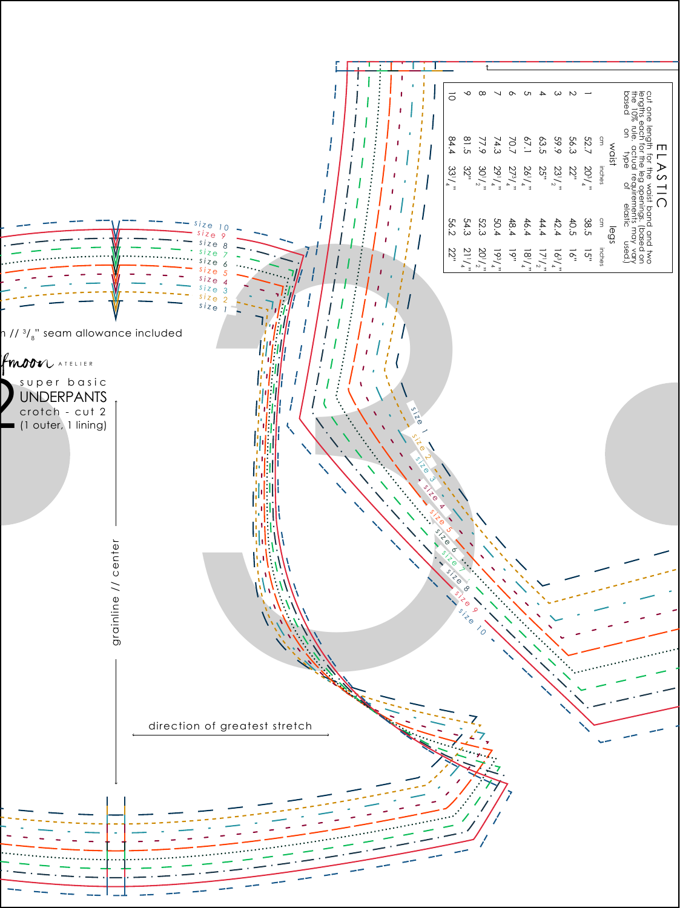## ELASTIC

cut one length for the waist band and two lengths each for the leg openings. (based on the 10% rule. actual requirements may vary based on type of elastic used.)

| | waist | | legs | |
|---|---|---|---|---|
| | cm | inches | cm | inches |
| 1 | 52.7 | 20 3/4" | 38.5 | 15" |
| 2 | 56.3 | 22" | 40.5 | 16" |
| 3 | 59.9 | 23 1/2" | 42.4 | 16 3/4" |
| 4 | 63.5 | 25" | 44.4 | 17 1/2" |
| 5 | 67.1 | 26 1/4" | 46.4 | 18 1/4" |
| 6 | 70.7 | 27 3/4" | 48.4 | 19" |
| 7 | 74.3 | 29 1/4" | 50.4 | 19 3/4" |
| 8 | 77.9 | 30 1/2" | 52.3 | 20 1/2" |
| 9 | 81.5 | 32" | 54.3 | 21 1/4" |
| 10 | 84.4 | 33 1/4" | 56.2 | 22" |

n // 3/8" seam allowance included

fmoon ATELIER

2 super basic UNDERPANTS crotch - cut 2 (1 outer, 1 lining)

grainline // center

direction of greatest stretch

size 10, size 9, size 8, size 7, size 6, size 5, size 4, size 3, size 2, size 1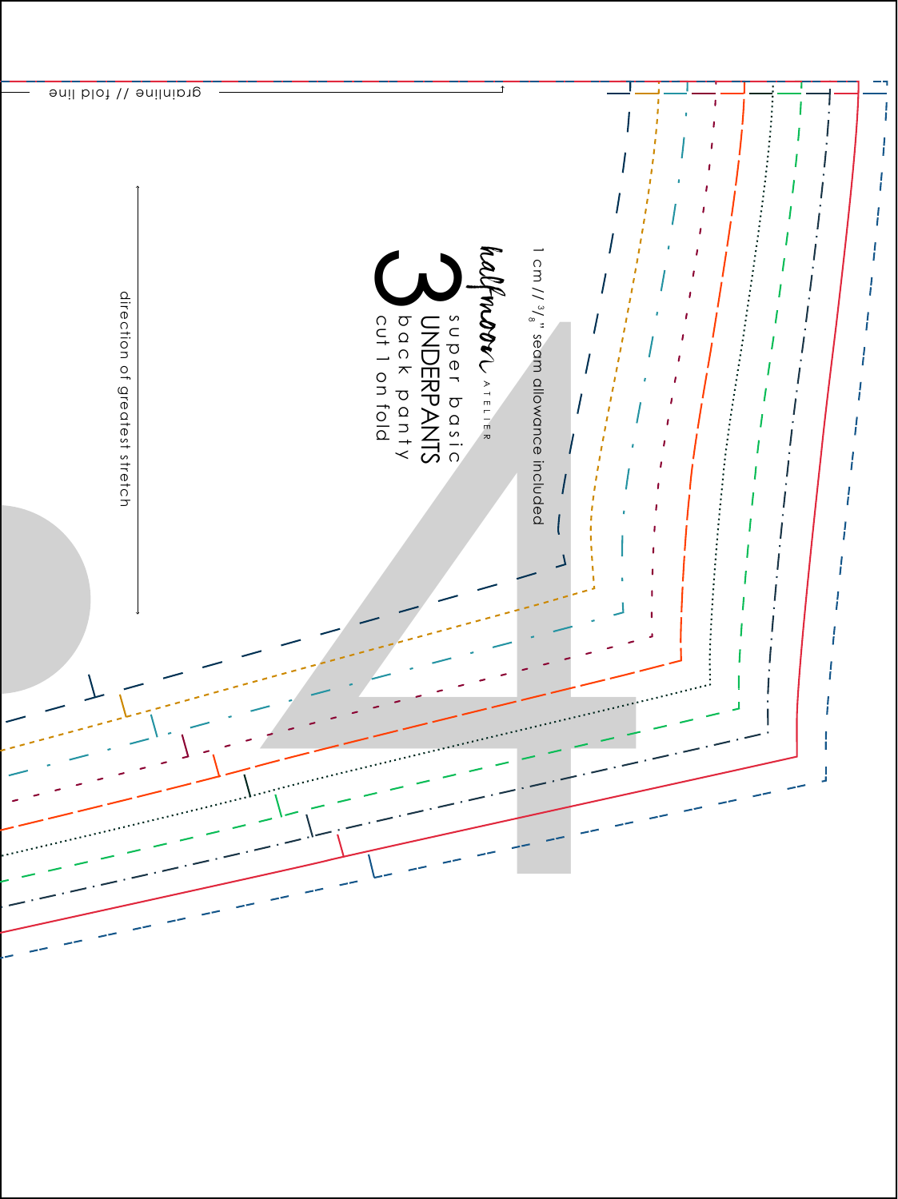grainline // fold line

direction of greatest stretch

halfmoon ATELIER

3 super basic UNDERPANTS

back panty

cut 1 on fold

1 cm // 3/8" seam allowance included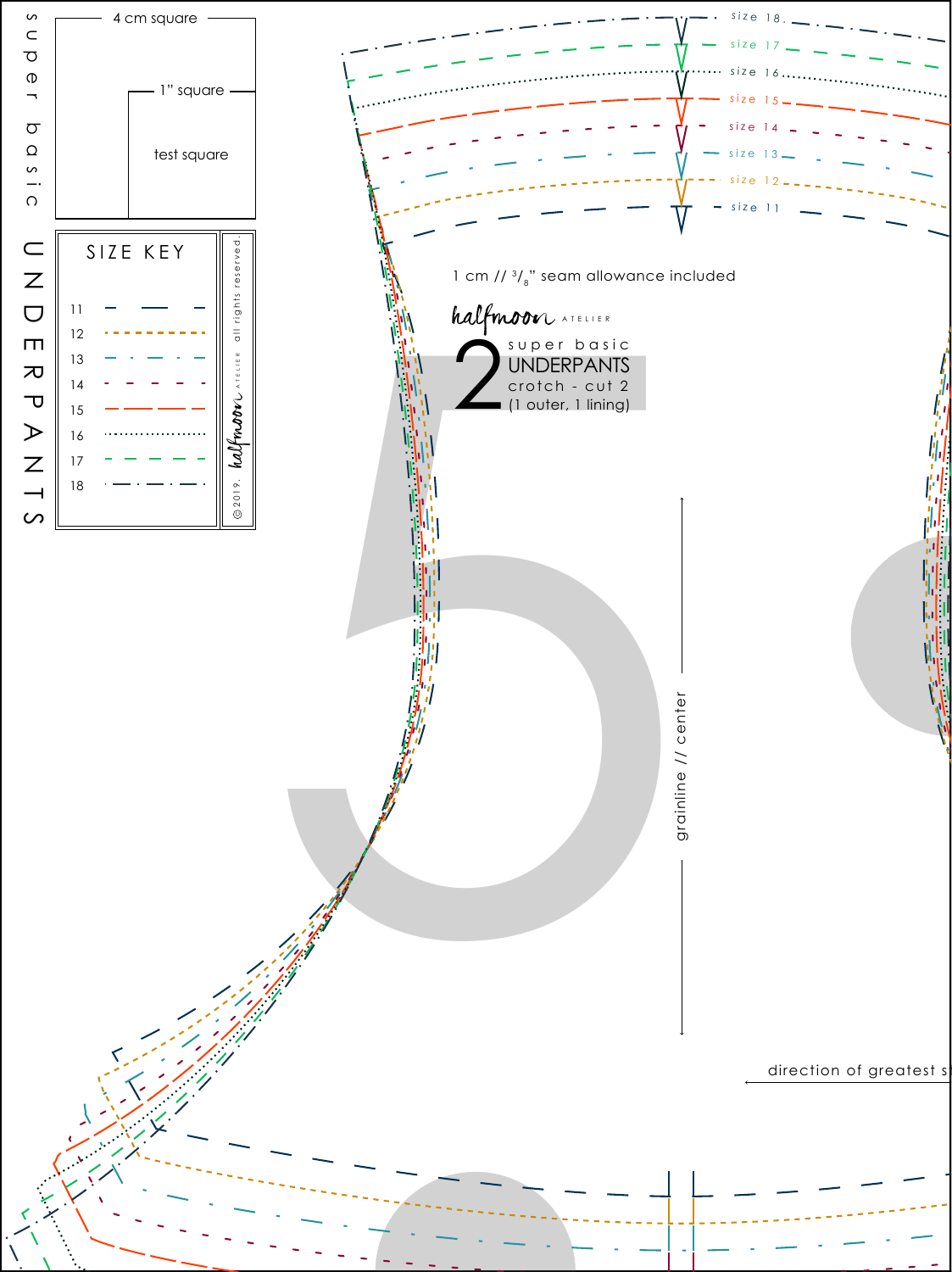super basic

# UNDERPANTS

4 cm square

1" square

test square

## SIZE KEY

| Size | Line |
|---|---|
| 11 | long dash |
| 12 | short dash |
| 13 | dash-dot |
| 14 | dash |
| 15 | long dash |
| 16 | dotted |
| 17 | dash |
| 18 | dash-dot |

©2019. halfmoon ATELIER all rights reserved.

size 18

size 17

size 16

size 15

size 14

size 13

size 12

size 11

1 cm // 3/8" seam allowance included

halfmoon ATELIER

2 super basic UNDERPANTS crotch - cut 2 (1 outer, 1 lining)

grainline // center

direction of greatest s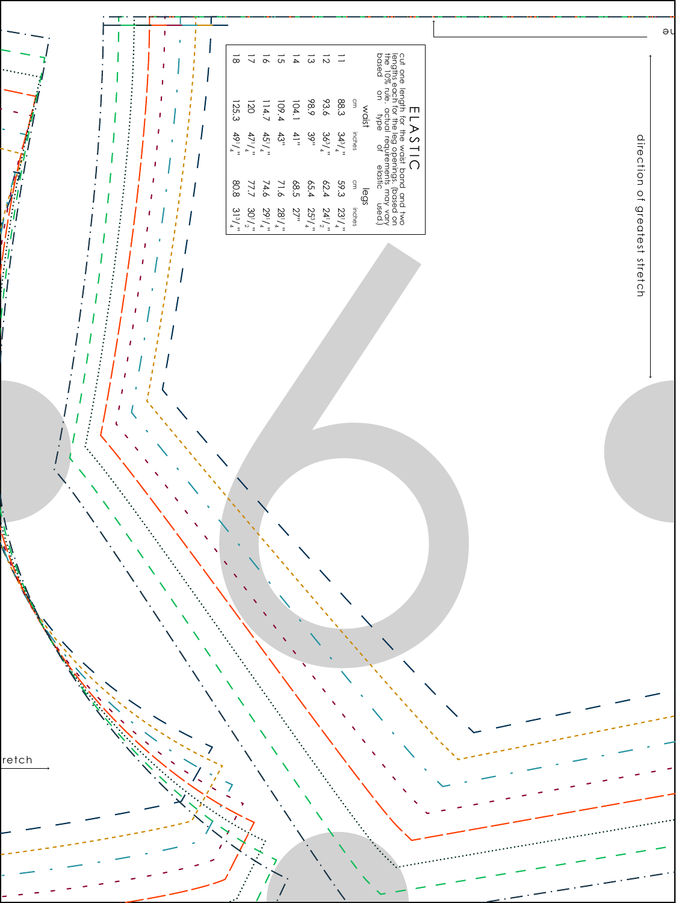# ELASTIC

cut one length for the waist band and two lengths each for the leg openings. (based on the 10% rule. actual requirements may vary based on type of elastic used.)

| | waist | | legs | |
|---|---|---|---|---|
| | cm | inches | cm | inches |
| 11 | 88.3 | 34 3/4" | 59.3 | 23 1/4" |
| 12 | 93.6 | 36 3/4" | 62.4 | 24 1/2" |
| 13 | 98.9 | 39" | 65.4 | 25 3/4" |
| 14 | 104.1 | 41" | 68.5 | 27" |
| 15 | 109.4 | 43" | 71.6 | 28 1/4" |
| 16 | 114.7 | 45 1/4" | 74.6 | 29 1/4" |
| 17 | 120 | 47 1/4" | 77.7 | 30 1/2" |
| 18 | 125.3 | 49 1/4" | 80.8 | 31 3/4" |

direction of greatest stretch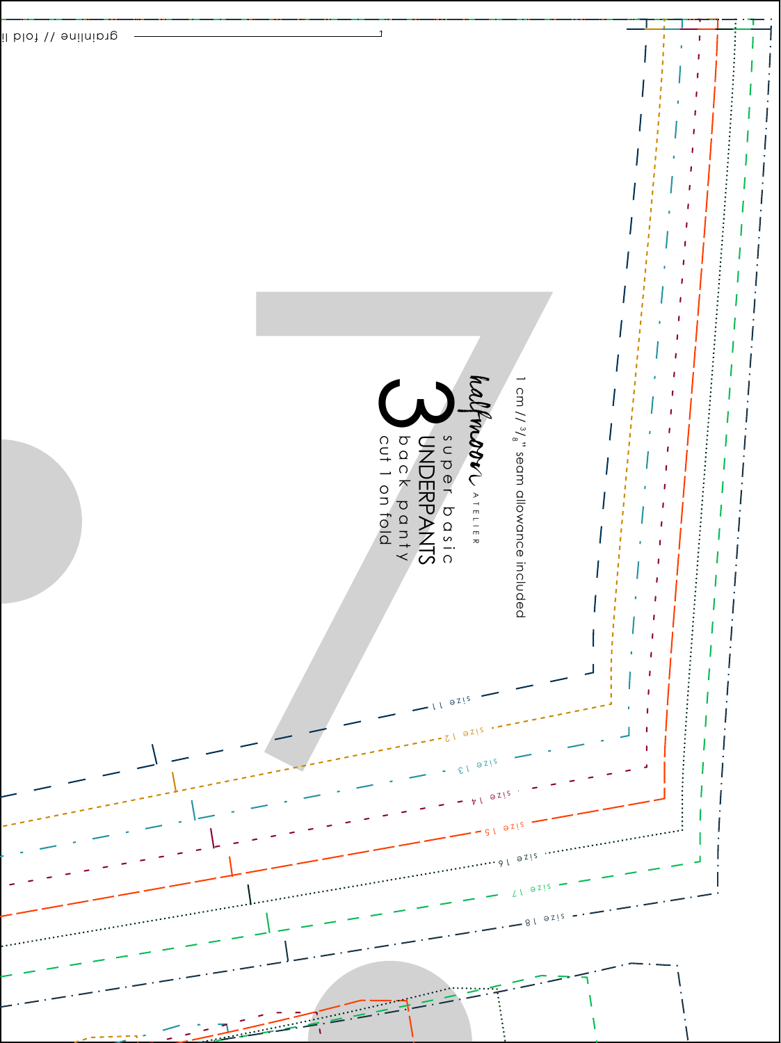grainline // fold li

halfmoon ATELIER

3

super basic

UNDERPANTS

back panty

cut 1 on fold

1 cm // $^{3}/_{8}$" seam allowance included

size 11

size 12

size 13

size 14

size 15

size 16

size 17

size 18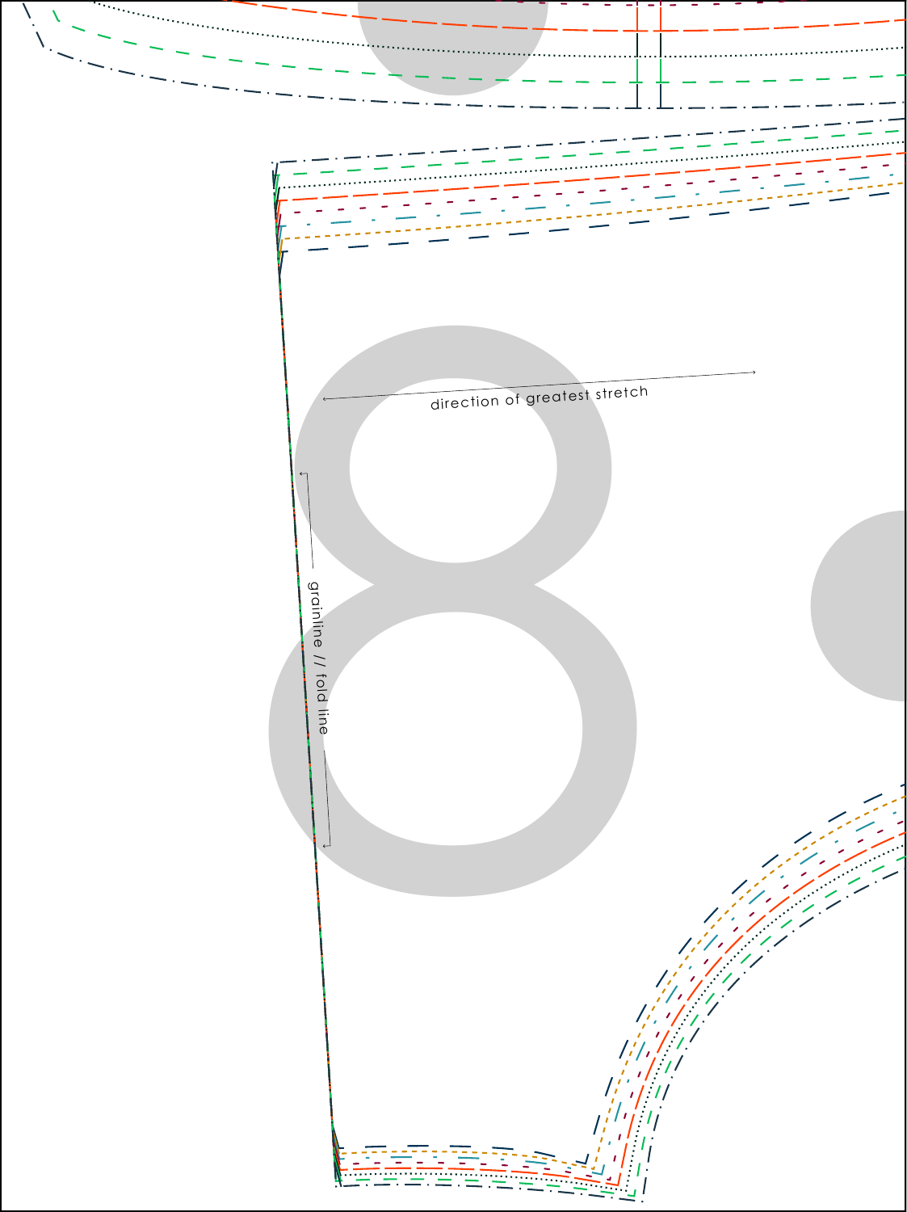direction of greatest stretch

grainline // fold line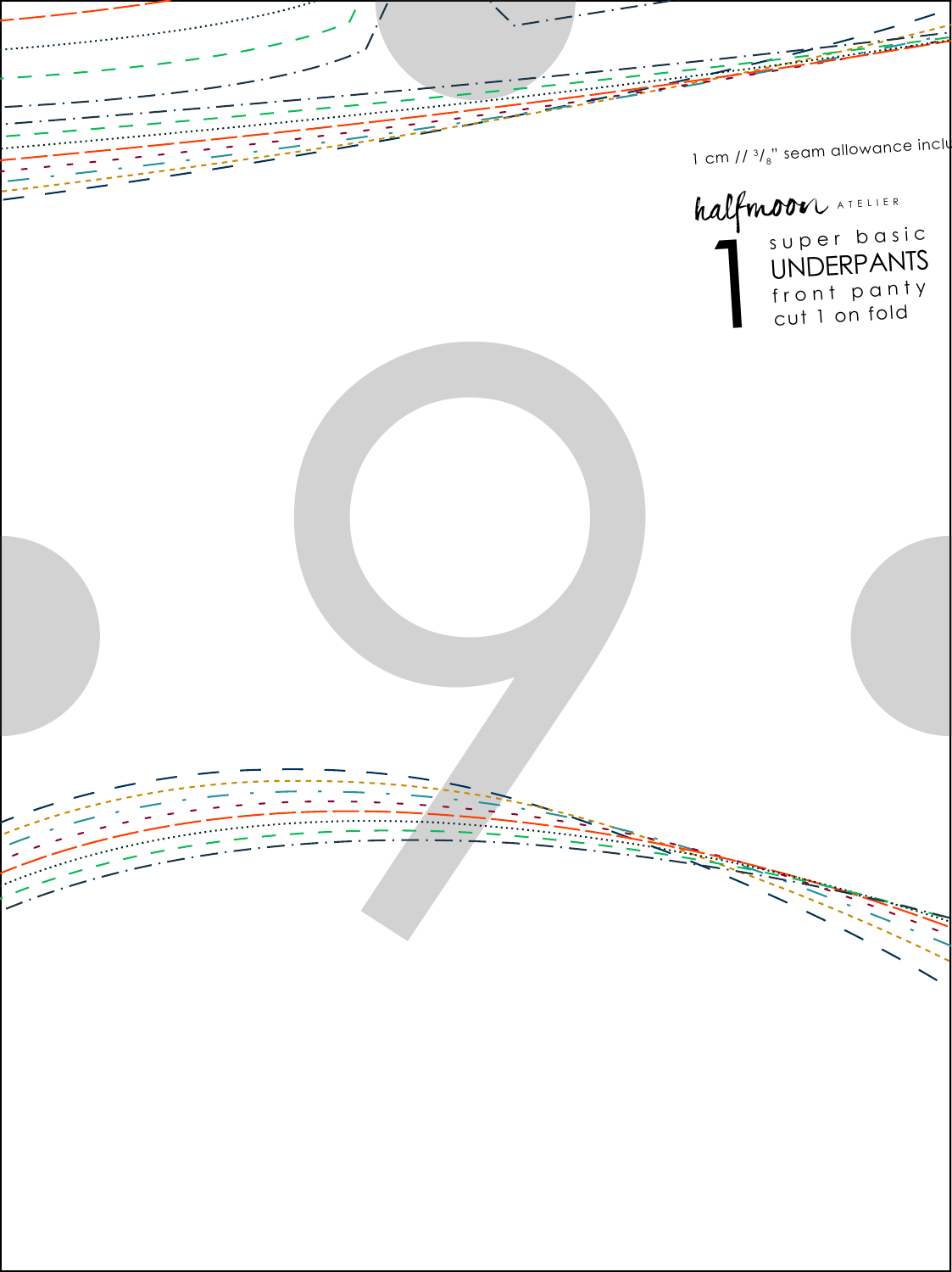1 cm // $^3/_8$" seam allowance inclu

halfmoon ATELIER

1

super basic
UNDERPANTS
front panty
cut 1 on fold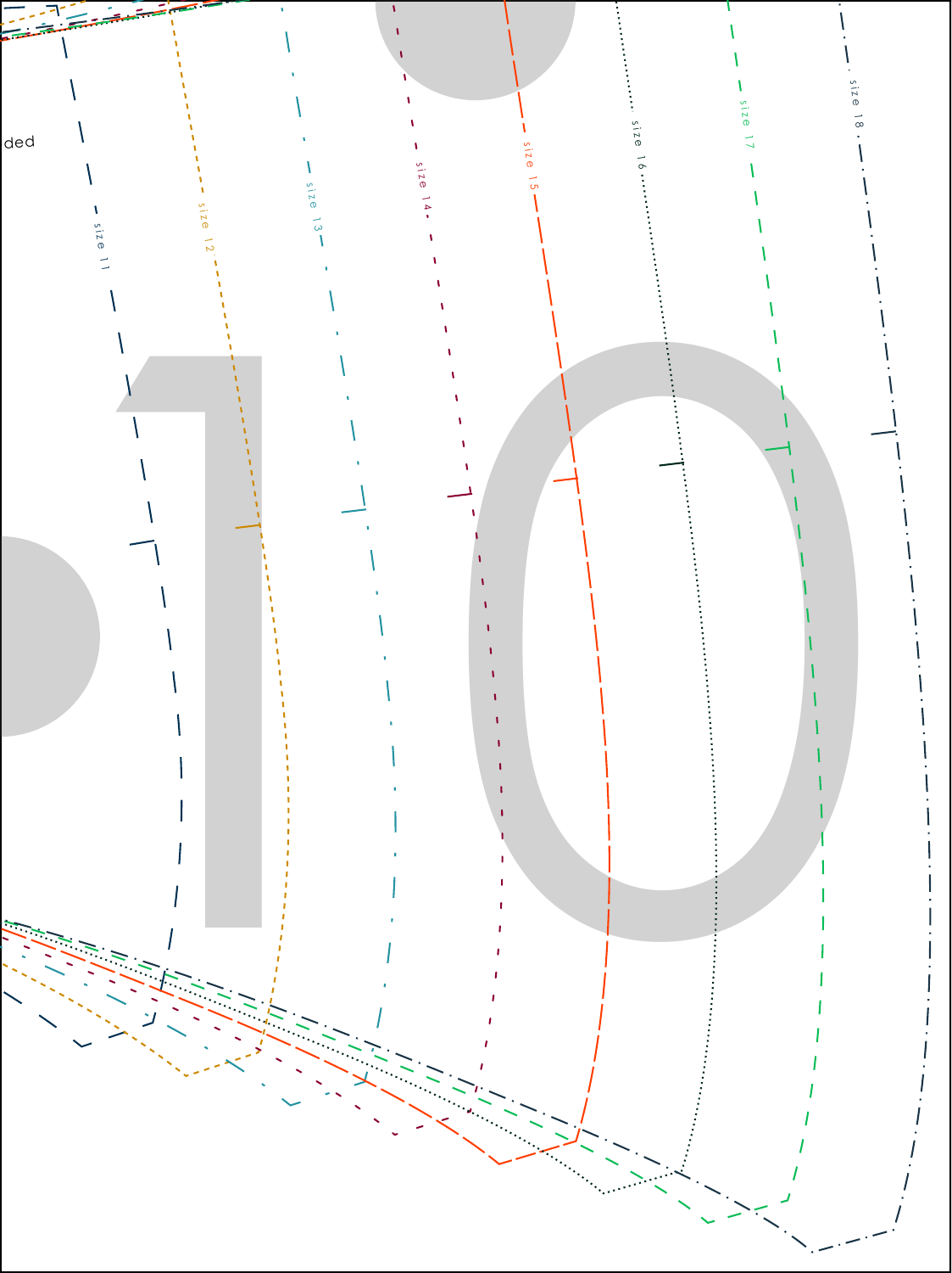ded

size 11

size 12

size 13

size 14

size 15

size 16

size 17

size 18